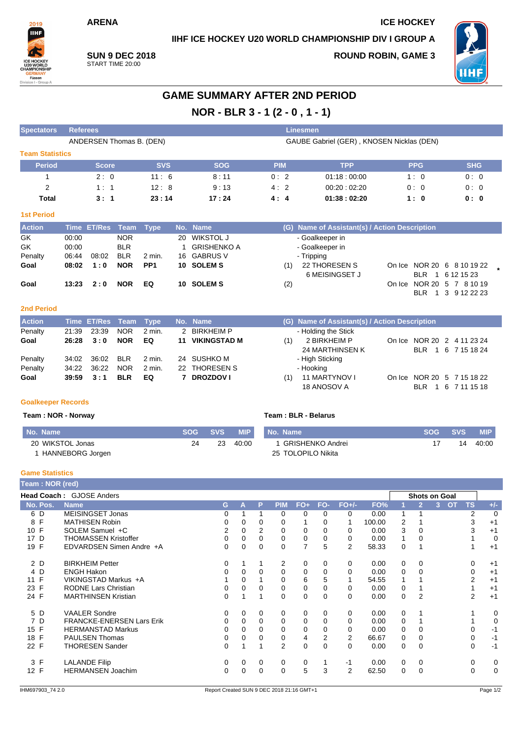**ARENA**

**ICE HOCKEY**

**IIHF ICE HOCKEY U20 WORLD CHAMPIONSHIP DIV I GROUP A**

**SUN 9 DEC 2018**
START TIME 20:00

**ROUND ROBIN, GAME 3**

# GAME SUMMARY AFTER 2ND PERIOD

## NOR - BLR 3 - 1 (2 - 0 , 1 - 1)

| Spectators | Referees | Linesmen |
|---|---|---|
| | ANDERSEN Thomas B. (DEN) | GAUBE Gabriel (GER) , KNOSEN Nicklas (DEN) |

### Team Statistics

| Period | Score | SVS | SOG | PIM | TPP | PPG | SHG |
|---|---|---|---|---|---|---|---|
| 1 | 2 : 0 | 11 : 6 | 8 : 11 | 0 : 2 | 01:18 : 00:00 | 1 : 0 | 0 : 0 |
| 2 | 1 : 1 | 12 : 8 | 9 : 13 | 4 : 2 | 00:20 : 02:20 | 0 : 0 | 0 : 0 |
| **Total** | **3 : 1** | **23 : 14** | **17 : 24** | **4 : 4** | **01:38 : 02:20** | **1 : 0** | **0 : 0** |

### 1st Period

| Action | Time | ET/Res | Team | Type | No. | Name | (G) | Name of Assistant(s) / Action Description | |
|---|---|---|---|---|---|---|---|---|---|
| GK | 00:00 | | NOR | | 20 | WIKSTOL J | | - Goalkeeper in | |
| GK | 00:00 | | BLR | | 1 | GRISHENKO A | | - Goalkeeper in | |
| Penalty | 06:44 | 08:02 | BLR | 2 min. | 16 | GABRUS V | | - Tripping | |
| **Goal** | **08:02** | **1 : 0** | **NOR** | **PP1** | **10** | **SOLEM S** | (1) | 22 THORESEN S<br>6 MEISINGSET J | On Ice NOR 20 6 8 10 19 22<br>BLR 1 6 12 15 23 * |
| **Goal** | **13:23** | **2 : 0** | **NOR** | **EQ** | **10** | **SOLEM S** | (2) | | On Ice NOR 20 5 7 8 10 19<br>BLR 1 3 9 12 22 23 |

### 2nd Period

| Action | Time | ET/Res | Team | Type | No. | Name | (G) | Name of Assistant(s) / Action Description | |
|---|---|---|---|---|---|---|---|---|---|
| Penalty | 21:39 | 23:39 | NOR | 2 min. | 2 | BIRKHEIM P | | - Holding the Stick | |
| **Goal** | **26:28** | **3 : 0** | **NOR** | **EQ** | **11** | **VIKINGSTAD M** | (1) | 2 BIRKHEIM P<br>24 MARTHINSEN K | On Ice NOR 20 2 4 11 23 24<br>BLR 1 6 7 15 18 24 |
| Penalty | 34:02 | 36:02 | BLR | 2 min. | 24 | SUSHKO M | | - High Sticking | |
| Penalty | 34:22 | 36:22 | NOR | 2 min. | 22 | THORESEN S | | - Hooking | |
| **Goal** | **39:59** | **3 : 1** | **BLR** | **EQ** | **7** | **DROZDOV I** | (1) | 11 MARTYNOV I<br>18 ANOSOV A | On Ice NOR 20 5 7 15 18 22<br>BLR 1 6 7 11 15 18 |

### Goalkeeper Records

**Team : NOR - Norway**

| No. Name | SOG | SVS | MIP |
|---|---|---|---|
| 20 WIKSTOL Jonas | 24 | 23 | 40:00 |
| 1 HANNEBORG Jorgen | | | |

**Team : BLR - Belarus**

| No. Name | SOG | SVS | MIP |
|---|---|---|---|
| 1 GRISHENKO Andrei | 17 | 14 | 40:00 |
| 25 TOLOPILO Nikita | | | |

### Game Statistics

**Team : NOR (red)**

**Head Coach :** GJOSE Anders

| No. | Pos. | Name | G | A | P | PIM | FO+ | FO- | FO+/- | FO% | 1 | 2 | 3 | OT | TS | +/- |
|---|---|---|---|---|---|---|---|---|---|---|---|---|---|---|---|---|
| 6 | D | MEISINGSET Jonas | 0 | 1 | 1 | 0 | 0 | 0 | 0 | 0.00 | 1 | 1 | | | 2 | 0 |
| 8 | F | MATHISEN Robin | 0 | 0 | 0 | 0 | 1 | 0 | 1 | 100.00 | 2 | 1 | | | 3 | +1 |
| 10 | F | SOLEM Samuel +C | 2 | 0 | 2 | 0 | 0 | 0 | 0 | 0.00 | 3 | 0 | | | 3 | +1 |
| 17 | D | THOMASSEN Kristoffer | 0 | 0 | 0 | 0 | 0 | 0 | 0 | 0.00 | 1 | 0 | | | 1 | 0 |
| 19 | F | EDVARDSEN Simen Andre +A | 0 | 0 | 0 | 0 | 7 | 5 | 2 | 58.33 | 0 | 1 | | | 1 | +1 |
| 2 | D | BIRKHEIM Petter | 0 | 1 | 1 | 2 | 0 | 0 | 0 | 0.00 | 0 | 0 | | | 0 | +1 |
| 4 | D | ENGH Hakon | 0 | 0 | 0 | 0 | 0 | 0 | 0 | 0.00 | 0 | 0 | | | 0 | +1 |
| 11 | F | VIKINGSTAD Markus +A | 1 | 0 | 1 | 0 | 6 | 5 | 1 | 54.55 | 1 | 1 | | | 2 | +1 |
| 23 | F | RODNE Lars Christian | 0 | 0 | 0 | 0 | 0 | 0 | 0 | 0.00 | 0 | 1 | | | 1 | +1 |
| 24 | F | MARTHINSEN Kristian | 0 | 1 | 1 | 0 | 0 | 0 | 0 | 0.00 | 0 | 2 | | | 2 | +1 |
| 5 | D | VAALER Sondre | 0 | 0 | 0 | 0 | 0 | 0 | 0 | 0.00 | 0 | 1 | | | 1 | 0 |
| 7 | D | FRANCKE-ENERSEN Lars Erik | 0 | 0 | 0 | 0 | 0 | 0 | 0 | 0.00 | 0 | 1 | | | 1 | 0 |
| 15 | F | HERMANSTAD Markus | 0 | 0 | 0 | 0 | 0 | 0 | 0 | 0.00 | 0 | 0 | | | 0 | -1 |
| 18 | F | PAULSEN Thomas | 0 | 0 | 0 | 0 | 4 | 2 | 2 | 66.67 | 0 | 0 | | | 0 | -1 |
| 22 | F | THORESEN Sander | 0 | 1 | 1 | 2 | 0 | 0 | 0 | 0.00 | 0 | 0 | | | 0 | -1 |
| 3 | F | LALANDE Filip | 0 | 0 | 0 | 0 | 0 | 1 | -1 | 0.00 | 0 | 0 | | | 0 | 0 |
| 12 | F | HERMANSEN Joachim | 0 | 0 | 0 | 0 | 5 | 3 | 2 | 62.50 | 0 | 0 | | | 0 | 0 |

IHM697903_74 2.0 Report Created SUN 9 DEC 2018 21:16 GMT+1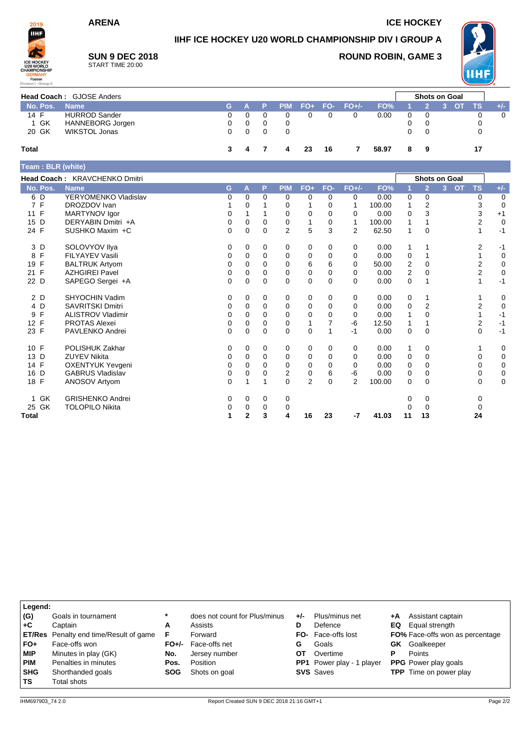**ARENA**

**ICE HOCKEY**

## IIHF ICE HOCKEY U20 WORLD CHAMPIONSHIP DIV I GROUP A

**SUN 9 DEC 2018**
START TIME 20:00

**ROUND ROBIN, GAME 3**

**Head Coach :** GJOSE Anders

| No. | Pos. | Name | G | A | P | PIM | FO+ | FO- | FO+/- | FO% | Shots on Goal 1 | 2 | 3 | OT | TS | +/- |
|---|---|---|---|---|---|---|---|---|---|---|---|---|---|---|---|---|
| 14 | F | HURROD Sander | 0 | 0 | 0 | 0 | 0 | 0 | 0 | 0.00 | 0 | 0 | | | 0 | 0 |
| 1 | GK | HANNEBORG Jorgen | 0 | 0 | 0 | 0 | | | | | 0 | 0 | | | 0 | |
| 20 | GK | WIKSTOL Jonas | 0 | 0 | 0 | 0 | | | | | 0 | 0 | | | 0 | |
| **Total** | | | **3** | **4** | **7** | **4** | **23** | **16** | **7** | **58.97** | **8** | **9** | | | **17** | |

**Team : BLR (white)**

**Head Coach :** KRAVCHENKO Dmitri

| No. | Pos. | Name | G | A | P | PIM | FO+ | FO- | FO+/- | FO% | Shots on Goal 1 | 2 | 3 | OT | TS | +/- |
|---|---|---|---|---|---|---|---|---|---|---|---|---|---|---|---|---|
| 6 | D | YERYOMENKO Vladislav | 0 | 0 | 0 | 0 | 0 | 0 | 0 | 0.00 | 0 | 0 | | | 0 | 0 |
| 7 | F | DROZDOV Ivan | 1 | 0 | 1 | 0 | 1 | 0 | 1 | 100.00 | 1 | 2 | | | 3 | 0 |
| 11 | F | MARTYNOV Igor | 0 | 1 | 1 | 0 | 0 | 0 | 0 | 0.00 | 0 | 3 | | | 3 | +1 |
| 15 | D | DERYABIN Dmitri +A | 0 | 0 | 0 | 0 | 1 | 0 | 1 | 100.00 | 1 | 1 | | | 2 | 0 |
| 24 | F | SUSHKO Maxim +C | 0 | 0 | 0 | 2 | 5 | 3 | 2 | 62.50 | 1 | 0 | | | 1 | -1 |
| 3 | D | SOLOVYOV Ilya | 0 | 0 | 0 | 0 | 0 | 0 | 0 | 0.00 | 1 | 1 | | | 2 | -1 |
| 8 | F | FILYAYEV Vasili | 0 | 0 | 0 | 0 | 0 | 0 | 0 | 0.00 | 0 | 1 | | | 1 | 0 |
| 19 | F | BALTRUK Artyom | 0 | 0 | 0 | 0 | 6 | 6 | 0 | 50.00 | 2 | 0 | | | 2 | 0 |
| 21 | F | AZHGIREI Pavel | 0 | 0 | 0 | 0 | 0 | 0 | 0 | 0.00 | 2 | 0 | | | 2 | 0 |
| 22 | D | SAPEGO Sergei +A | 0 | 0 | 0 | 0 | 0 | 0 | 0 | 0.00 | 0 | 1 | | | 1 | -1 |
| 2 | D | SHYOCHIN Vadim | 0 | 0 | 0 | 0 | 0 | 0 | 0 | 0.00 | 0 | 1 | | | 1 | 0 |
| 4 | D | SAVRITSKI Dmitri | 0 | 0 | 0 | 0 | 0 | 0 | 0 | 0.00 | 0 | 2 | | | 2 | 0 |
| 9 | F | ALISTROV Vladimir | 0 | 0 | 0 | 0 | 0 | 0 | 0 | 0.00 | 1 | 0 | | | 1 | -1 |
| 12 | F | PROTAS Alexei | 0 | 0 | 0 | 0 | 1 | 7 | -6 | 12.50 | 1 | 1 | | | 2 | -1 |
| 23 | F | PAVLENKO Andrei | 0 | 0 | 0 | 0 | 0 | 1 | -1 | 0.00 | 0 | 0 | | | 0 | -1 |
| 10 | F | POLISHUK Zakhar | 0 | 0 | 0 | 0 | 0 | 0 | 0 | 0.00 | 1 | 0 | | | 1 | 0 |
| 13 | D | ZUYEV Nikita | 0 | 0 | 0 | 0 | 0 | 0 | 0 | 0.00 | 0 | 0 | | | 0 | 0 |
| 14 | F | OXENTYUK Yevgeni | 0 | 0 | 0 | 0 | 0 | 0 | 0 | 0.00 | 0 | 0 | | | 0 | 0 |
| 16 | D | GABRUS Vladislav | 0 | 0 | 0 | 2 | 0 | 6 | -6 | 0.00 | 0 | 0 | | | 0 | 0 |
| 18 | F | ANOSOV Artyom | 0 | 1 | 1 | 0 | 2 | 0 | 2 | 100.00 | 0 | 0 | | | 0 | 0 |
| 1 | GK | GRISHENKO Andrei | 0 | 0 | 0 | 0 | | | | | 0 | 0 | | | 0 | |
| 25 | GK | TOLOPILO Nikita | 0 | 0 | 0 | 0 | | | | | 0 | 0 | | | 0 | |
| **Total** | | | **1** | **2** | **3** | **4** | **16** | **23** | **-7** | **41.03** | **11** | **13** | | | **24** | |

**Legend:**

| | | | | | | | |
|---|---|---|---|---|---|---|---|
| (G) | Goals in tournament | * | does not count for Plus/minus | +/- | Plus/minus net | +A | Assistant captain |
| +C | Captain | A | Assists | D | Defence | EQ | Equal strength |
| ET/Res | Penalty end time/Result of game | F | Forward | FO- | Face-offs lost | FO% | Face-offs won as percentage |
| FO+ | Face-offs won | FO+/- | Face-offs net | G | Goals | GK | Goalkeeper |
| MIP | Minutes in play (GK) | No. | Jersey number | OT | Overtime | P | Points |
| PIM | Penalties in minutes | Pos. | Position | PP1 | Power play - 1 player | PPG | Power play goals |
| SHG | Shorthanded goals | SOG | Shots on goal | SVS | Saves | TPP | Time on power play |
| TS | Total shots | | | | | | |

IHM697903_74 2.0 Report Created SUN 9 DEC 2018 21:16 GMT+1